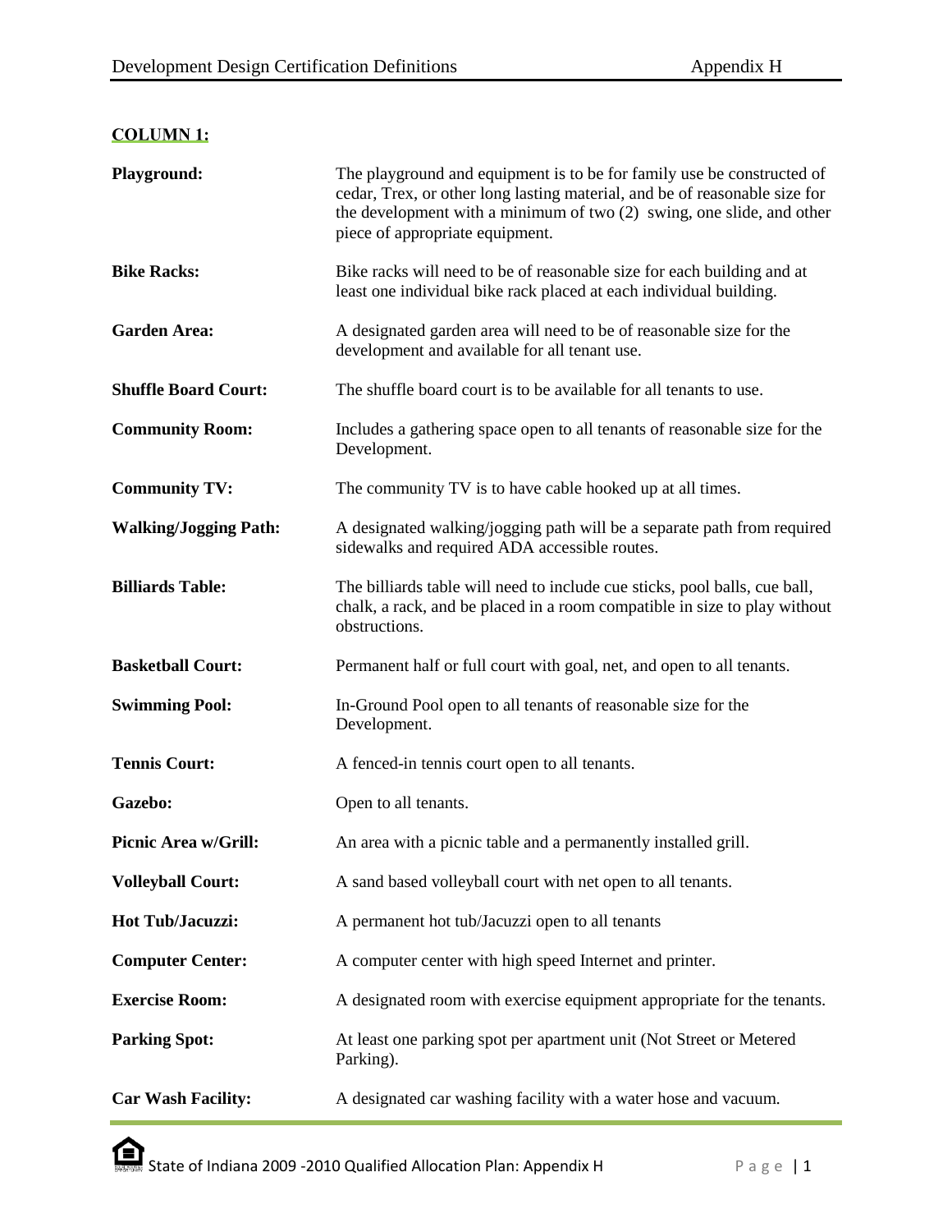**COLUMN 1:**

| | |
|---|---|
| **Playground:** | The playground and equipment is to be for family use be constructed of cedar, Trex, or other long lasting material, and be of reasonable size for the development with a minimum of two (2) swing, one slide, and other piece of appropriate equipment. |
| **Bike Racks:** | Bike racks will need to be of reasonable size for each building and at least one individual bike rack placed at each individual building. |
| **Garden Area:** | A designated garden area will need to be of reasonable size for the development and available for all tenant use. |
| **Shuffle Board Court:** | The shuffle board court is to be available for all tenants to use. |
| **Community Room:** | Includes a gathering space open to all tenants of reasonable size for the Development. |
| **Community TV:** | The community TV is to have cable hooked up at all times. |
| **Walking/Jogging Path:** | A designated walking/jogging path will be a separate path from required sidewalks and required ADA accessible routes. |
| **Billiards Table:** | The billiards table will need to include cue sticks, pool balls, cue ball, chalk, a rack, and be placed in a room compatible in size to play without obstructions. |
| **Basketball Court:** | Permanent half or full court with goal, net, and open to all tenants. |
| **Swimming Pool:** | In-Ground Pool open to all tenants of reasonable size for the Development. |
| **Tennis Court:** | A fenced-in tennis court open to all tenants. |
| **Gazebo:** | Open to all tenants. |
| **Picnic Area w/Grill:** | An area with a picnic table and a permanently installed grill. |
| **Volleyball Court:** | A sand based volleyball court with net open to all tenants. |
| **Hot Tub/Jacuzzi:** | A permanent hot tub/Jacuzzi open to all tenants |
| **Computer Center:** | A computer center with high speed Internet and printer. |
| **Exercise Room:** | A designated room with exercise equipment appropriate for the tenants. |
| **Parking Spot:** | At least one parking spot per apartment unit (Not Street or Metered Parking). |
| **Car Wash Facility:** | A designated car washing facility with a water hose and vacuum. |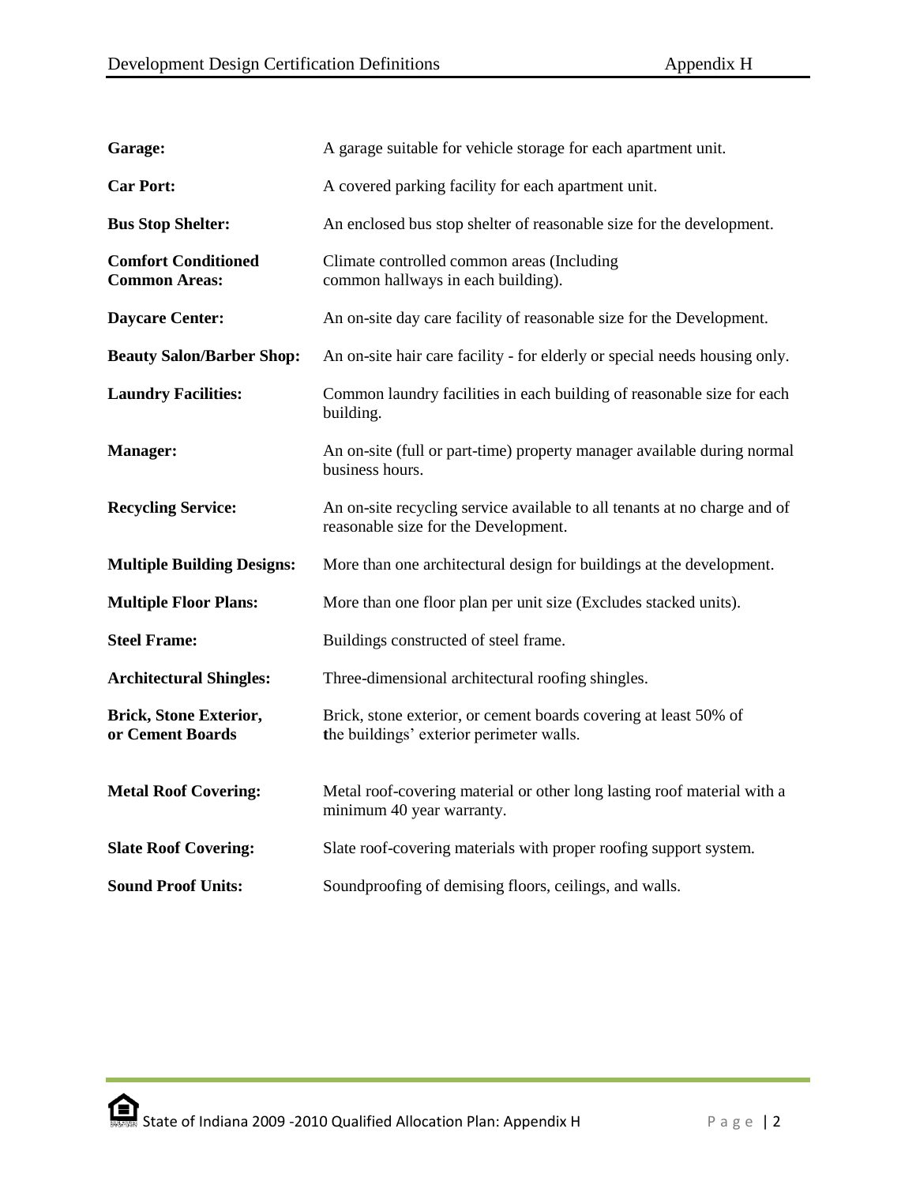| | |
|---|---|
| **Garage:** | A garage suitable for vehicle storage for each apartment unit. |
| **Car Port:** | A covered parking facility for each apartment unit. |
| **Bus Stop Shelter:** | An enclosed bus stop shelter of reasonable size for the development. |
| **Comfort Conditioned Common Areas:** | Climate controlled common areas (Including common hallways in each building). |
| **Daycare Center:** | An on-site day care facility of reasonable size for the Development. |
| **Beauty Salon/Barber Shop:** | An on-site hair care facility - for elderly or special needs housing only. |
| **Laundry Facilities:** | Common laundry facilities in each building of reasonable size for each building. |
| **Manager:** | An on-site (full or part-time) property manager available during normal business hours. |
| **Recycling Service:** | An on-site recycling service available to all tenants at no charge and of reasonable size for the Development. |
| **Multiple Building Designs:** | More than one architectural design for buildings at the development. |
| **Multiple Floor Plans:** | More than one floor plan per unit size (Excludes stacked units). |
| **Steel Frame:** | Buildings constructed of steel frame. |
| **Architectural Shingles:** | Three-dimensional architectural roofing shingles. |
| **Brick, Stone Exterior, or Cement Boards** | Brick, stone exterior, or cement boards covering at least 50% of the buildings' exterior perimeter walls. |
| **Metal Roof Covering:** | Metal roof-covering material or other long lasting roof material with a minimum 40 year warranty. |
| **Slate Roof Covering:** | Slate roof-covering materials with proper roofing support system. |
| **Sound Proof Units:** | Soundproofing of demising floors, ceilings, and walls. |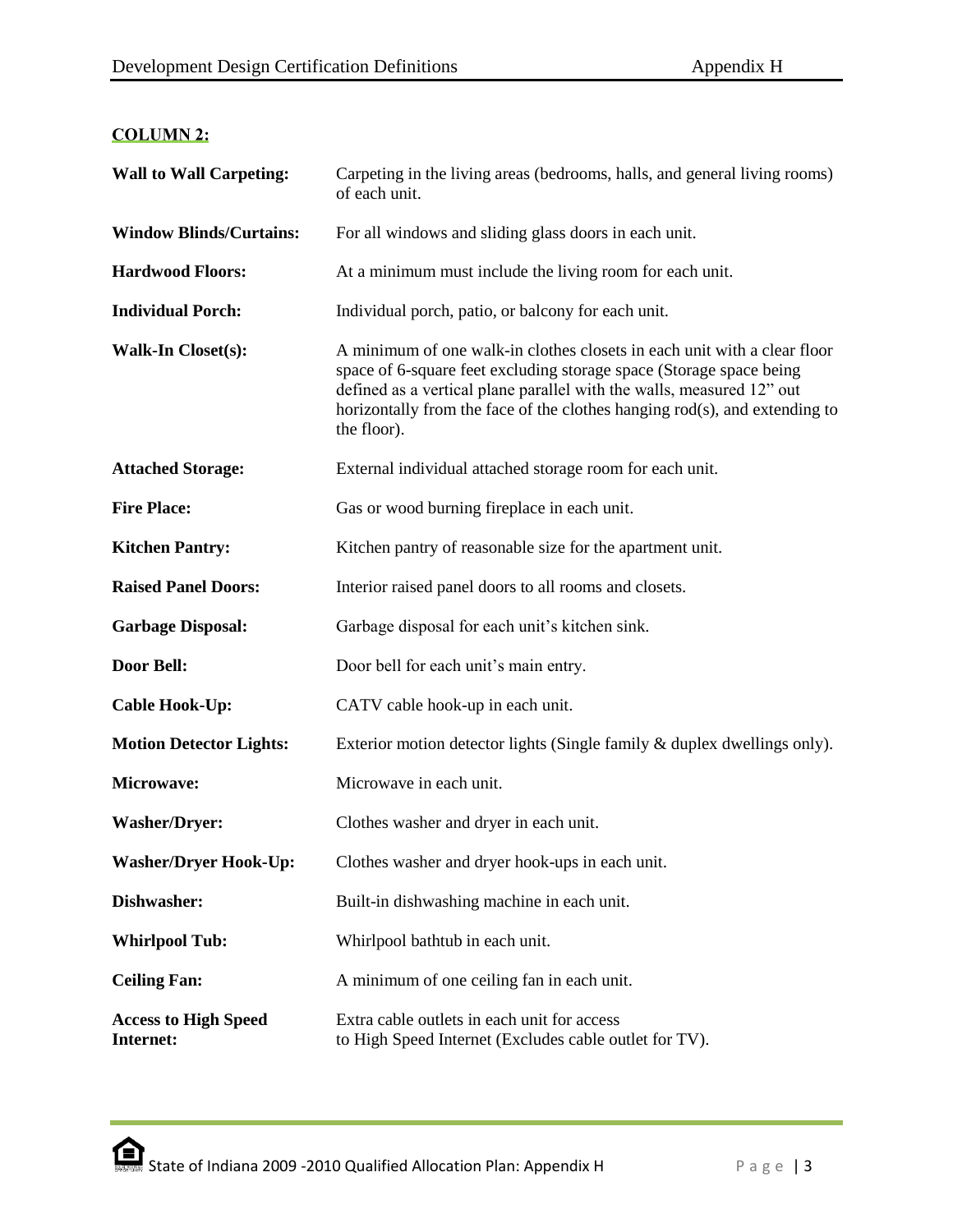## COLUMN 2:

**Wall to Wall Carpeting:** Carpeting in the living areas (bedrooms, halls, and general living rooms) of each unit.

**Window Blinds/Curtains:** For all windows and sliding glass doors in each unit.

**Hardwood Floors:** At a minimum must include the living room for each unit.

**Individual Porch:** Individual porch, patio, or balcony for each unit.

**Walk-In Closet(s):** A minimum of one walk-in clothes closets in each unit with a clear floor space of 6-square feet excluding storage space (Storage space being defined as a vertical plane parallel with the walls, measured 12" out horizontally from the face of the clothes hanging rod(s), and extending to the floor).

**Attached Storage:** External individual attached storage room for each unit.

**Fire Place:** Gas or wood burning fireplace in each unit.

**Kitchen Pantry:** Kitchen pantry of reasonable size for the apartment unit.

**Raised Panel Doors:** Interior raised panel doors to all rooms and closets.

**Garbage Disposal:** Garbage disposal for each unit's kitchen sink.

**Door Bell:** Door bell for each unit's main entry.

**Cable Hook-Up:** CATV cable hook-up in each unit.

**Motion Detector Lights:** Exterior motion detector lights (Single family & duplex dwellings only).

**Microwave:** Microwave in each unit.

**Washer/Dryer:** Clothes washer and dryer in each unit.

**Washer/Dryer Hook-Up:** Clothes washer and dryer hook-ups in each unit.

**Dishwasher:** Built-in dishwashing machine in each unit.

**Whirlpool Tub:** Whirlpool bathtub in each unit.

**Ceiling Fan:** A minimum of one ceiling fan in each unit.

**Access to High Speed Internet:** Extra cable outlets in each unit for access to High Speed Internet (Excludes cable outlet for TV).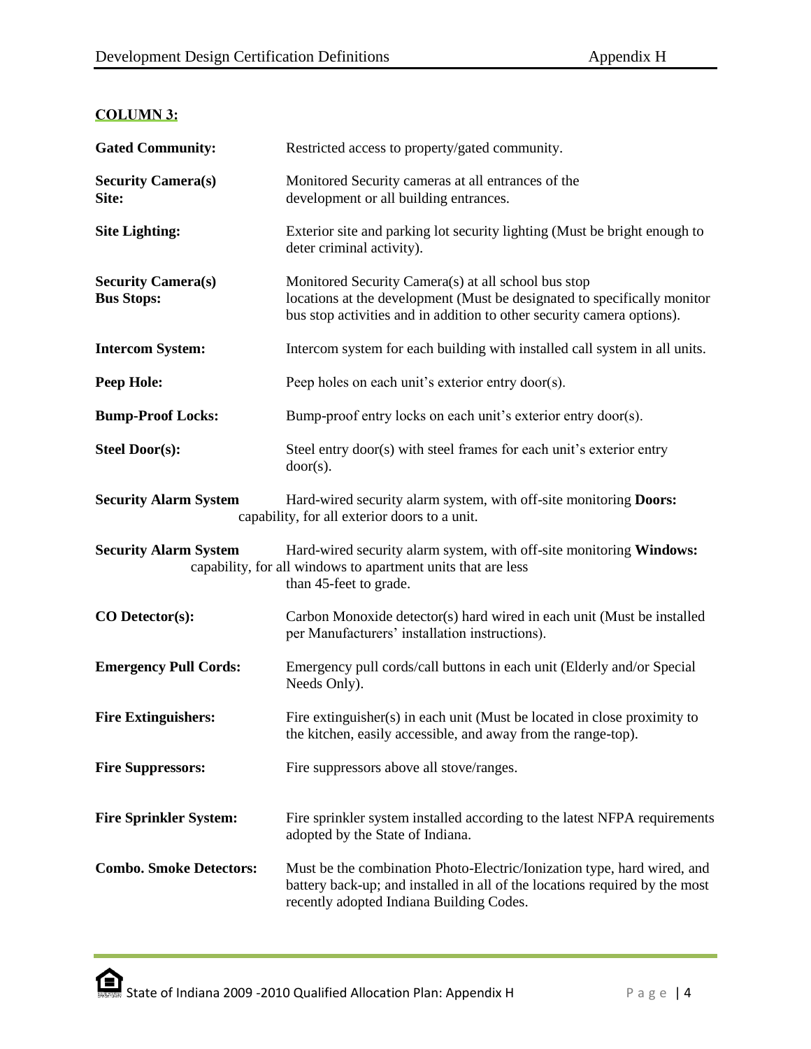**COLUMN 3:**

**Gated Community:** Restricted access to property/gated community.

**Security Camera(s) Site:** Monitored Security cameras at all entrances of the development or all building entrances.

**Site Lighting:** Exterior site and parking lot security lighting (Must be bright enough to deter criminal activity).

**Security Camera(s) Bus Stops:** Monitored Security Camera(s) at all school bus stop locations at the development (Must be designated to specifically monitor bus stop activities and in addition to other security camera options).

**Intercom System:** Intercom system for each building with installed call system in all units.

**Peep Hole:** Peep holes on each unit's exterior entry door(s).

**Bump-Proof Locks:** Bump-proof entry locks on each unit's exterior entry door(s).

**Steel Door(s):** Steel entry door(s) with steel frames for each unit's exterior entry door(s).

**Security Alarm System Doors:** Hard-wired security alarm system, with off-site monitoring capability, for all exterior doors to a unit.

**Security Alarm System Windows:** Hard-wired security alarm system, with off-site monitoring capability, for all windows to apartment units that are less than 45-feet to grade.

**CO Detector(s):** Carbon Monoxide detector(s) hard wired in each unit (Must be installed per Manufacturers' installation instructions).

**Emergency Pull Cords:** Emergency pull cords/call buttons in each unit (Elderly and/or Special Needs Only).

**Fire Extinguishers:** Fire extinguisher(s) in each unit (Must be located in close proximity to the kitchen, easily accessible, and away from the range-top).

**Fire Suppressors:** Fire suppressors above all stove/ranges.

**Fire Sprinkler System:** Fire sprinkler system installed according to the latest NFPA requirements adopted by the State of Indiana.

**Combo. Smoke Detectors:** Must be the combination Photo-Electric/Ionization type, hard wired, and battery back-up; and installed in all of the locations required by the most recently adopted Indiana Building Codes.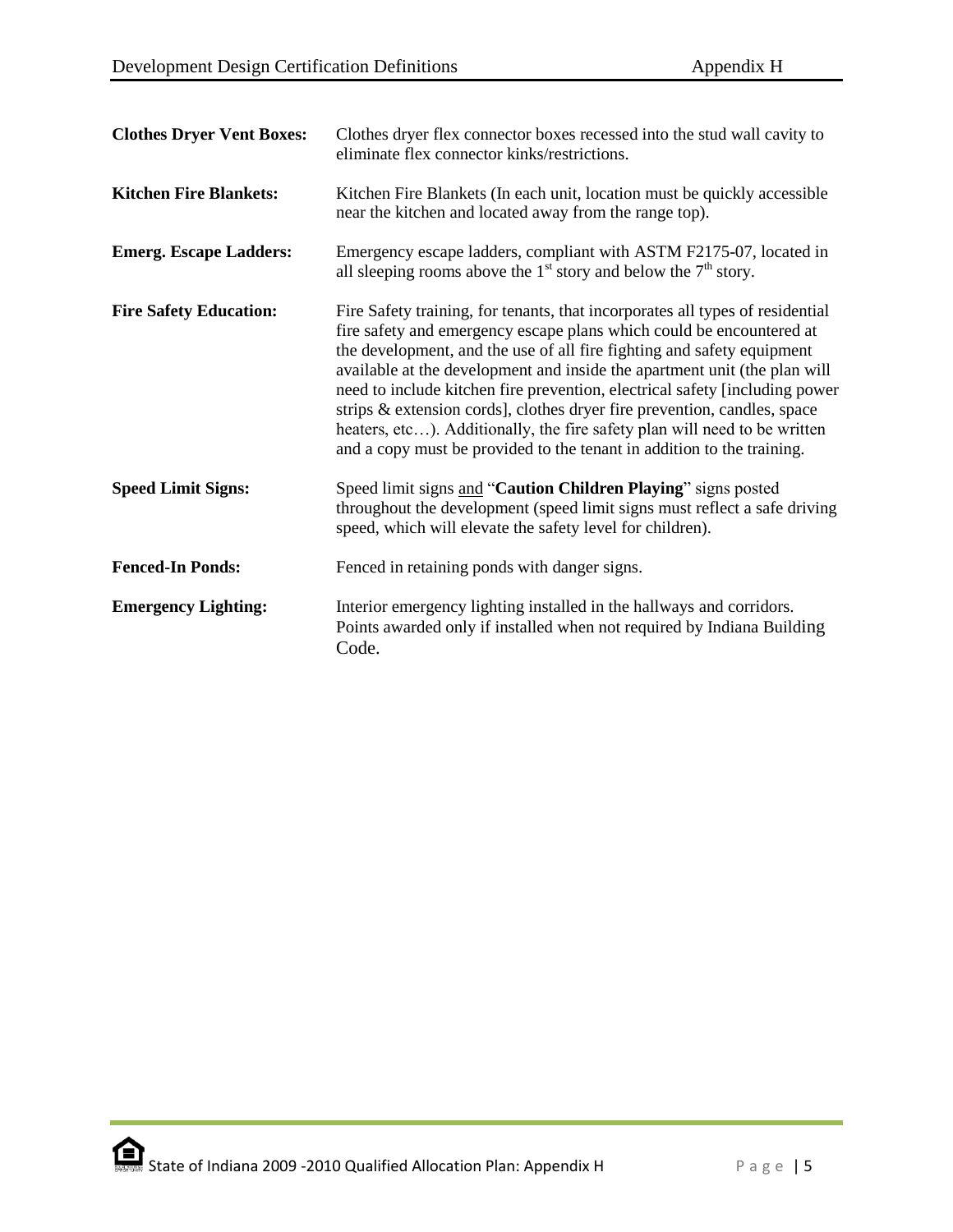**Clothes Dryer Vent Boxes:** Clothes dryer flex connector boxes recessed into the stud wall cavity to eliminate flex connector kinks/restrictions.

**Kitchen Fire Blankets:** Kitchen Fire Blankets (In each unit, location must be quickly accessible near the kitchen and located away from the range top).

**Emerg. Escape Ladders:** Emergency escape ladders, compliant with ASTM F2175-07, located in all sleeping rooms above the 1st story and below the 7th story.

**Fire Safety Education:** Fire Safety training, for tenants, that incorporates all types of residential fire safety and emergency escape plans which could be encountered at the development, and the use of all fire fighting and safety equipment available at the development and inside the apartment unit (the plan will need to include kitchen fire prevention, electrical safety [including power strips & extension cords], clothes dryer fire prevention, candles, space heaters, etc…). Additionally, the fire safety plan will need to be written and a copy must be provided to the tenant in addition to the training.

**Speed Limit Signs:** Speed limit signs <u>and</u> "**Caution Children Playing**" signs posted throughout the development (speed limit signs must reflect a safe driving speed, which will elevate the safety level for children).

**Fenced-In Ponds:** Fenced in retaining ponds with danger signs.

**Emergency Lighting:** Interior emergency lighting installed in the hallways and corridors. Points awarded only if installed when not required by Indiana Building Code.